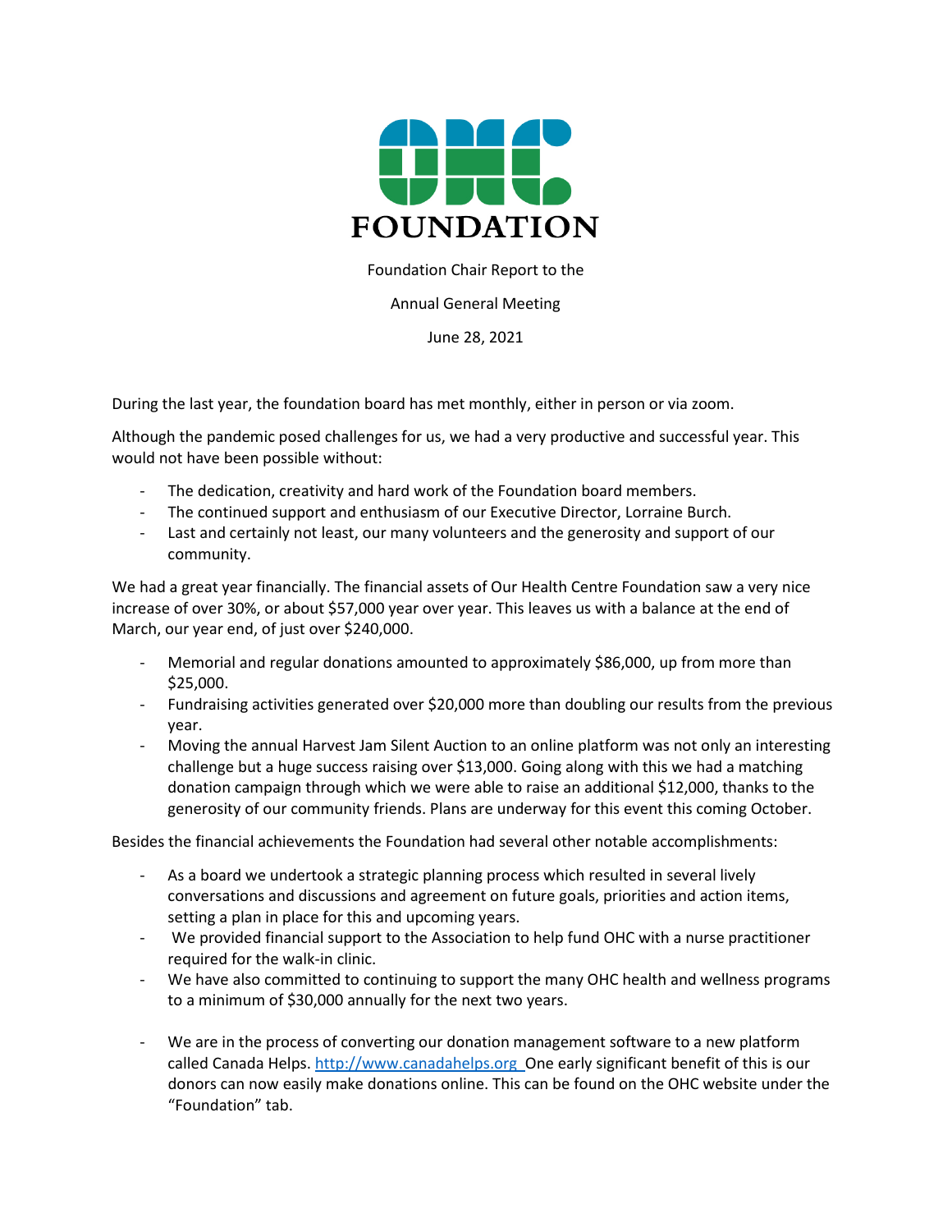# OHC FOUNDATION

Foundation Chair Report to the

Annual General Meeting

June 28, 2021

During the last year, the foundation board has met monthly, either in person or via zoom.

Although the pandemic posed challenges for us, we had a very productive and successful year. This would not have been possible without:

- The dedication, creativity and hard work of the Foundation board members.
- The continued support and enthusiasm of our Executive Director, Lorraine Burch.
- Last and certainly not least, our many volunteers and the generosity and support of our community.

We had a great year financially. The financial assets of Our Health Centre Foundation saw a very nice increase of over 30%, or about $57,000 year over year. This leaves us with a balance at the end of March, our year end, of just over $240,000.

- Memorial and regular donations amounted to approximately $86,000, up from more than $25,000.
- Fundraising activities generated over $20,000 more than doubling our results from the previous year.
- Moving the annual Harvest Jam Silent Auction to an online platform was not only an interesting challenge but a huge success raising over $13,000. Going along with this we had a matching donation campaign through which we were able to raise an additional $12,000, thanks to the generosity of our community friends. Plans are underway for this event this coming October.

Besides the financial achievements the Foundation had several other notable accomplishments:

- As a board we undertook a strategic planning process which resulted in several lively conversations and discussions and agreement on future goals, priorities and action items, setting a plan in place for this and upcoming years.
- We provided financial support to the Association to help fund OHC with a nurse practitioner required for the walk-in clinic.
- We have also committed to continuing to support the many OHC health and wellness programs to a minimum of $30,000 annually for the next two years.
- We are in the process of converting our donation management software to a new platform called Canada Helps. http://www.canadahelps.org One early significant benefit of this is our donors can now easily make donations online. This can be found on the OHC website under the "Foundation" tab.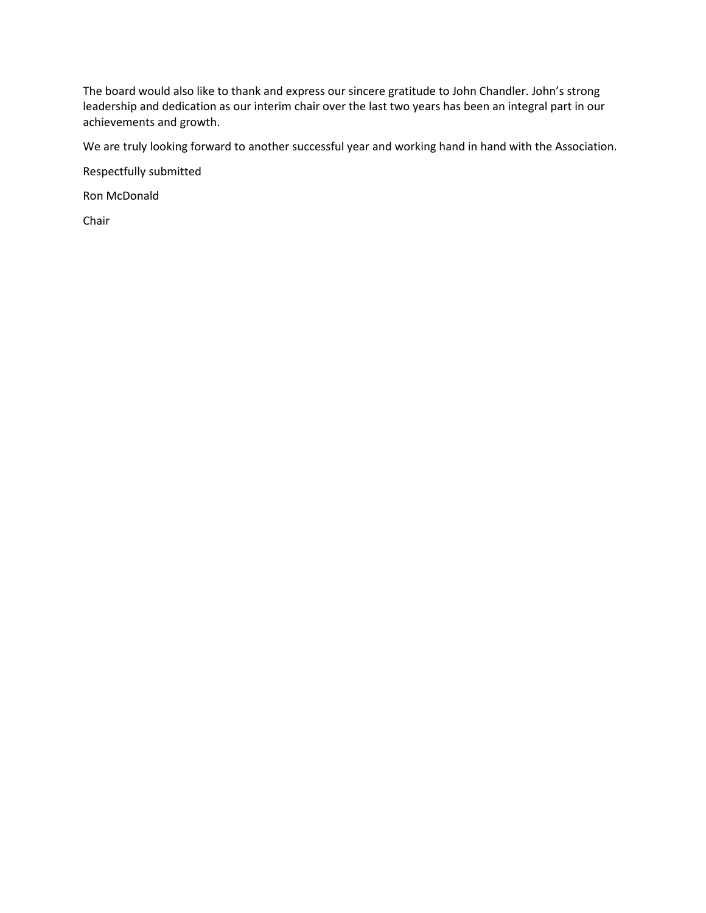The board would also like to thank and express our sincere gratitude to John Chandler. John's strong leadership and dedication as our interim chair over the last two years has been an integral part in our achievements and growth.

We are truly looking forward to another successful year and working hand in hand with the Association.

Respectfully submitted

Ron McDonald

Chair